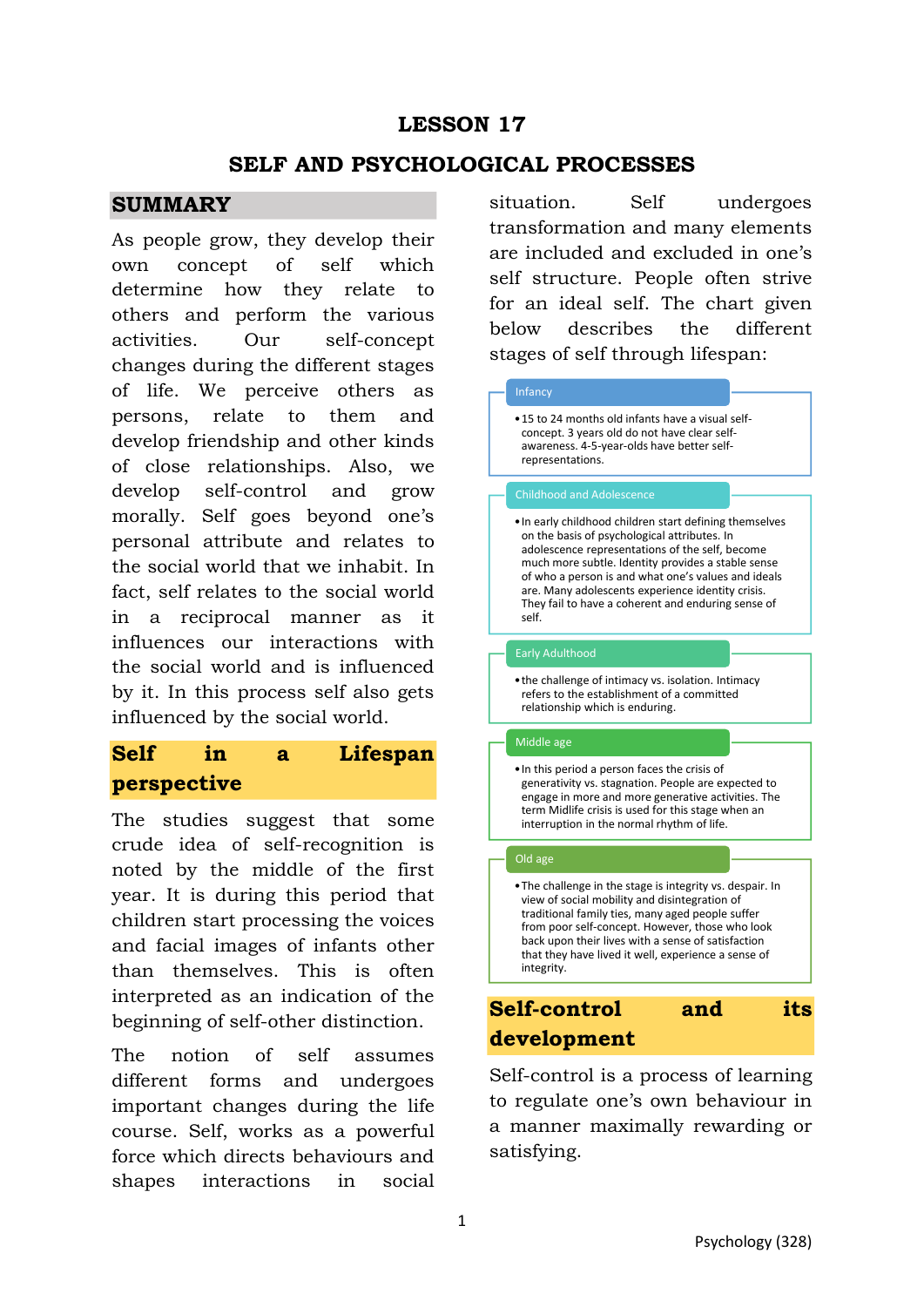# LESSON 17

# SELF AND PSYCHOLOGICAL PROCESSES

## SUMMARY

As people grow, they develop their own concept of self which determine how they relate to others and perform the various activities. Our self-concept changes during the different stages of life. We perceive others as persons, relate to them and develop friendship and other kinds of close relationships. Also, we develop self-control and grow morally. Self goes beyond one's personal attribute and relates to the social world that we inhabit. In fact, self relates to the social world in a reciprocal manner as it influences our interactions with the social world and is influenced by it. In this process self also gets influenced by the social world.

## Self in a Lifespan perspective

The studies suggest that some crude idea of self-recognition is noted by the middle of the first year. It is during this period that children start processing the voices and facial images of infants other than themselves. This is often interpreted as an indication of the beginning of self-other distinction.

The notion of self assumes different forms and undergoes important changes during the life course. Self, works as a powerful force which directs behaviours and shapes interactions in social situation. Self undergoes transformation and many elements are included and excluded in one's self structure. People often strive for an ideal self. The chart given below describes the different stages of self through lifespan:

**Infancy**

- 15 to 24 months old infants have a visual self-concept. 3 years old do not have clear self-awareness. 4-5-year-olds have better self-representations.

**Childhood and Adolescence**

- In early childhood children start defining themselves on the basis of psychological attributes. In adolescence representations of the self, become much more subtle. Identity provides a stable sense of who a person is and what one's values and ideals are. Many adolescents experience identity crisis. They fail to have a coherent and enduring sense of self.

**Early Adulthood**

- the challenge of intimacy vs. isolation. Intimacy refers to the establishment of a committed relationship which is enduring.

**Middle age**

- In this period a person faces the crisis of generativity vs. stagnation. People are expected to engage in more and more generative activities. The term Midlife crisis is used for this stage when an interruption in the normal rhythm of life.

**Old age**

- The challenge in the stage is integrity vs. despair. In view of social mobility and disintegration of traditional family ties, many aged people suffer from poor self-concept. However, those who look back upon their lives with a sense of satisfaction that they have lived it well, experience a sense of integrity.

## Self-control and its development

Self-control is a process of learning to regulate one's own behaviour in a manner maximally rewarding or satisfying.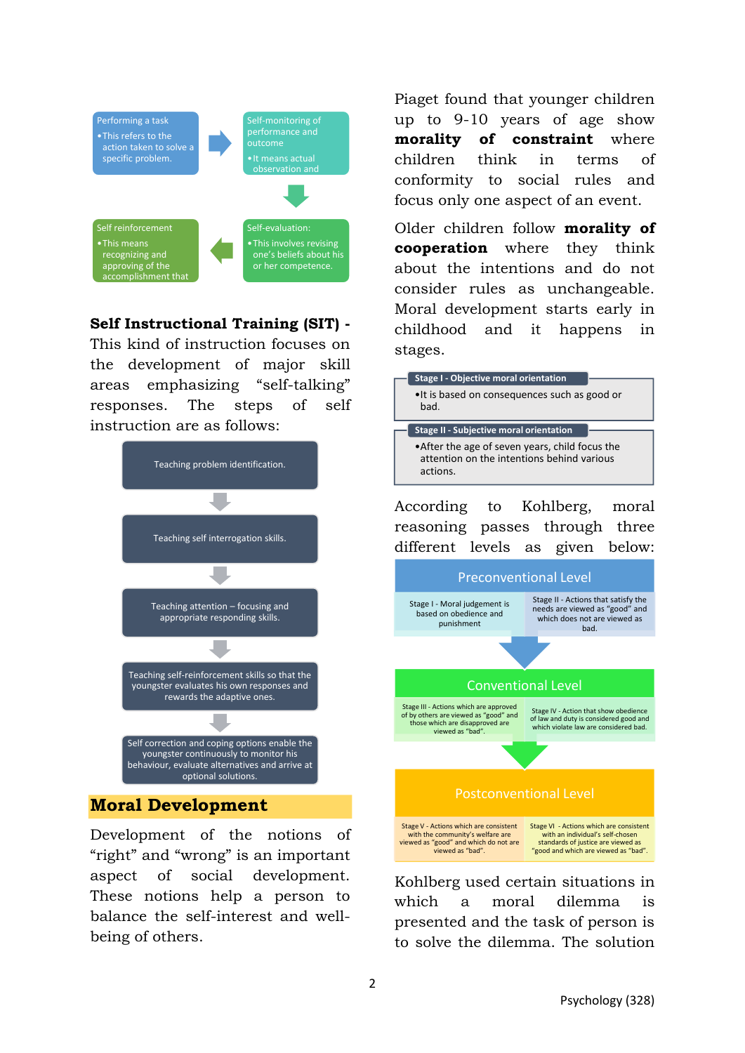Performing a task
- This refers to the action taken to solve a specific problem.

Self-monitoring of performance and outcome
- It means actual observation and

Self-evaluation:
- This involves revising one's beliefs about his or her competence.

Self reinforcement
- This means recognizing and approving of the accomplishment that

**Self Instructional Training (SIT) -** This kind of instruction focuses on the development of major skill areas emphasizing "self-talking" responses. The steps of self instruction are as follows:

1. Teaching problem identification.
2. Teaching self interrogation skills.
3. Teaching attention – focusing and appropriate responding skills.
4. Teaching self-reinforcement skills so that the youngster evaluates his own responses and rewards the adaptive ones.
5. Self correction and coping options enable the youngster continuously to monitor his behaviour, evaluate alternatives and arrive at optional solutions.

## Moral Development

Development of the notions of "right" and "wrong" is an important aspect of social development. These notions help a person to balance the self-interest and well-being of others.

Piaget found that younger children up to 9-10 years of age show **morality of constraint** where children think in terms of conformity to social rules and focus only one aspect of an event.

Older children follow **morality of cooperation** where they think about the intentions and do not consider rules as unchangeable. Moral development starts early in childhood and it happens in stages.

**Stage I - Objective moral orientation**
- It is based on consequences such as good or bad.

**Stage II - Subjective moral orientation**
- After the age of seven years, child focus the attention on the intentions behind various actions.

According to Kohlberg, moral reasoning passes through three different levels as given below:

**Preconventional Level**
- Stage I - Moral judgement is based on obedience and punishment
- Stage II - Actions that satisfy the needs are viewed as "good" and which does not are viewed as bad.

**Conventional Level**
- Stage III - Actions which are approved of by others are viewed as "good" and those which are disproved are viewed as "bad".
- Stage IV - Action that show obedience of law and duty is considered good and which violate law are considered bad.

**Postconventional Level**
- Stage V - Actions which are consistent with the community's welfare are viewed as "good" and which do not are viewed as "bad".
- Stage VI - Actions which are consistent with an individual's self-chosen standards of justice are viewed as "good and which are viewed as "bad".

Kohlberg used certain situations in which a moral dilemma is presented and the task of person is to solve the dilemma. The solution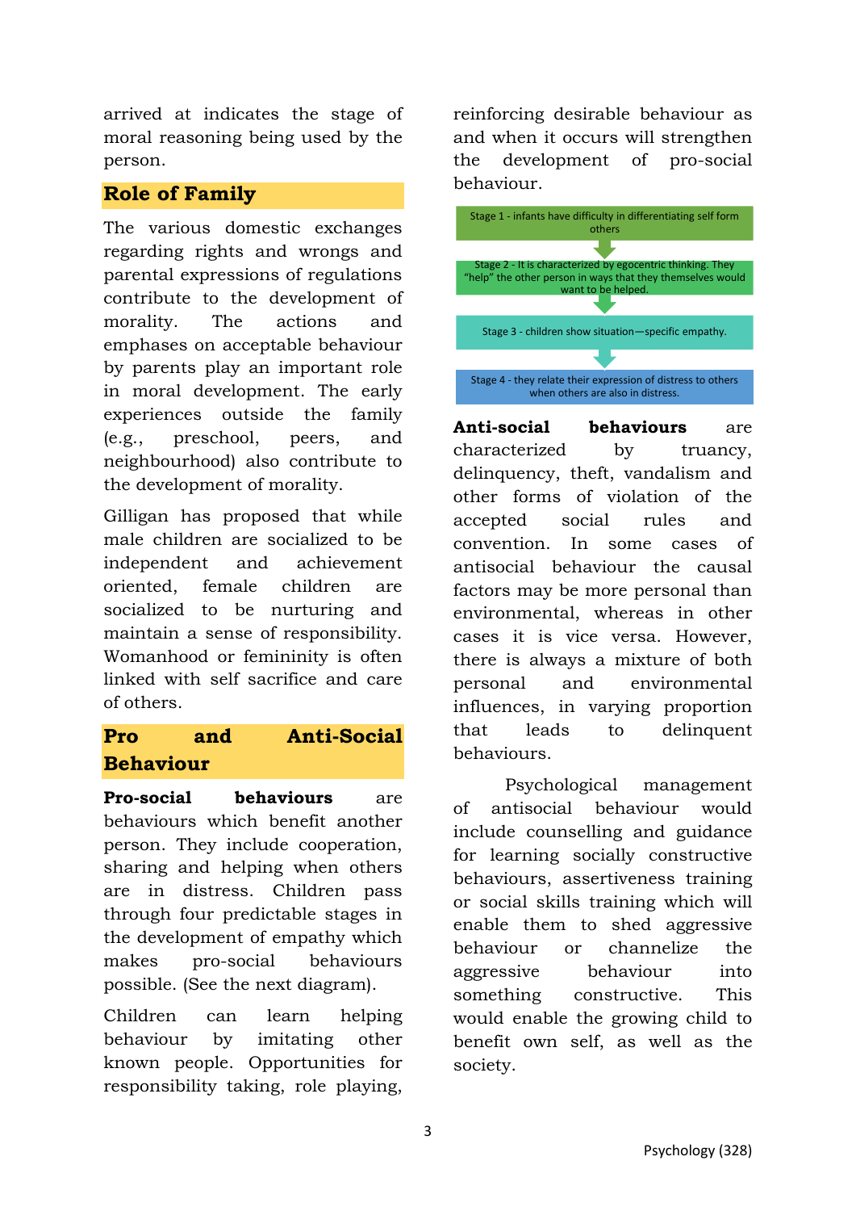arrived at indicates the stage of moral reasoning being used by the person.

## Role of Family

The various domestic exchanges regarding rights and wrongs and parental expressions of regulations contribute to the development of morality. The actions and emphases on acceptable behaviour by parents play an important role in moral development. The early experiences outside the family (e.g., preschool, peers, and neighbourhood) also contribute to the development of morality.

Gilligan has proposed that while male children are socialized to be independent and achievement oriented, female children are socialized to be nurturing and maintain a sense of responsibility. Womanhood or femininity is often linked with self sacrifice and care of others.

## Pro and Anti-Social Behaviour

**Pro-social behaviours** are behaviours which benefit another person. They include cooperation, sharing and helping when others are in distress. Children pass through four predictable stages in the development of empathy which makes pro-social behaviours possible. (See the next diagram).

Children can learn helping behaviour by imitating other known people. Opportunities for responsibility taking, role playing, reinforcing desirable behaviour as and when it occurs will strengthen the development of pro-social behaviour.

Stage 1 - infants have difficulty in differentiating self form others

↓

Stage 2 - It is characterized by egocentric thinking. They "help" the other person in ways that they themselves would want to be helped.

↓

Stage 3 - children show situation—specific empathy.

↓

Stage 4 - they relate their expression of distress to others when others are also in distress.

**Anti-social behaviours** are characterized by truancy, delinquency, theft, vandalism and other forms of violation of the accepted social rules and convention. In some cases of antisocial behaviour the causal factors may be more personal than environmental, whereas in other cases it is vice versa. However, there is always a mixture of both personal and environmental influences, in varying proportion that leads to delinquent behaviours.

Psychological management of antisocial behaviour would include counselling and guidance for learning socially constructive behaviours, assertiveness training or social skills training which will enable them to shed aggressive behaviour or channelize the aggressive behaviour into something constructive. This would enable the growing child to benefit own self, as well as the society.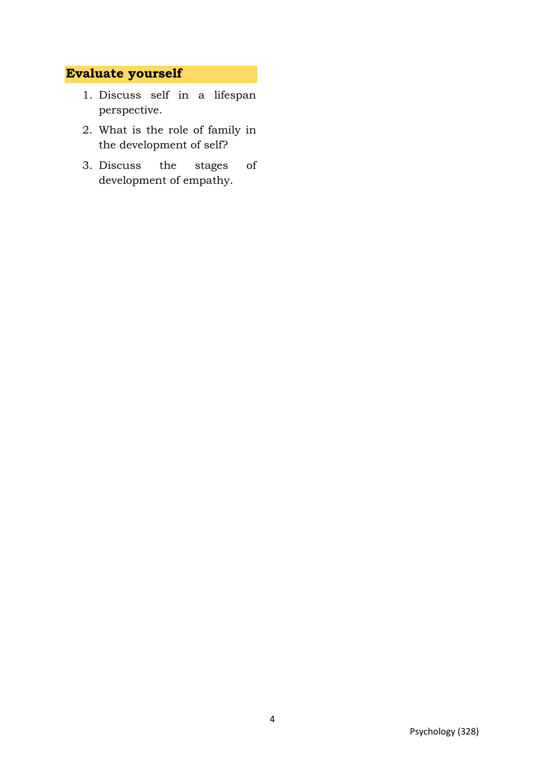## Evaluate yourself

1. Discuss self in a lifespan perspective.
2. What is the role of family in the development of self?
3. Discuss the stages of development of empathy.